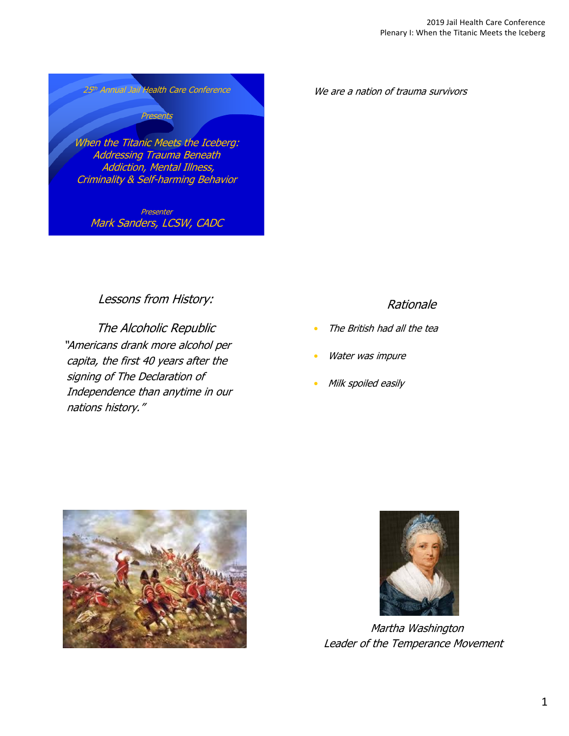25th Annual Jail Health Care Conference

Presents

## When the Titanic Meets the Iceberg: Addressing Trauma Beneath Addiction, Mental Illness, Criminality & Self-harming Behavior

Presenter

Mark Sanders, LCSW, CADC

*We are a nation of trauma survivors*

## Lessons from History:

### The Alcoholic Republic

*"Americans drank more alcohol per capita, the first 40 years after the signing of The Declaration of Independence than anytime in our nations history."*

## Rationale

- *The British had all the tea*
- *Water was impure*
- *Milk spoiled easily*

*Martha Washington*
*Leader of the Temperance Movement*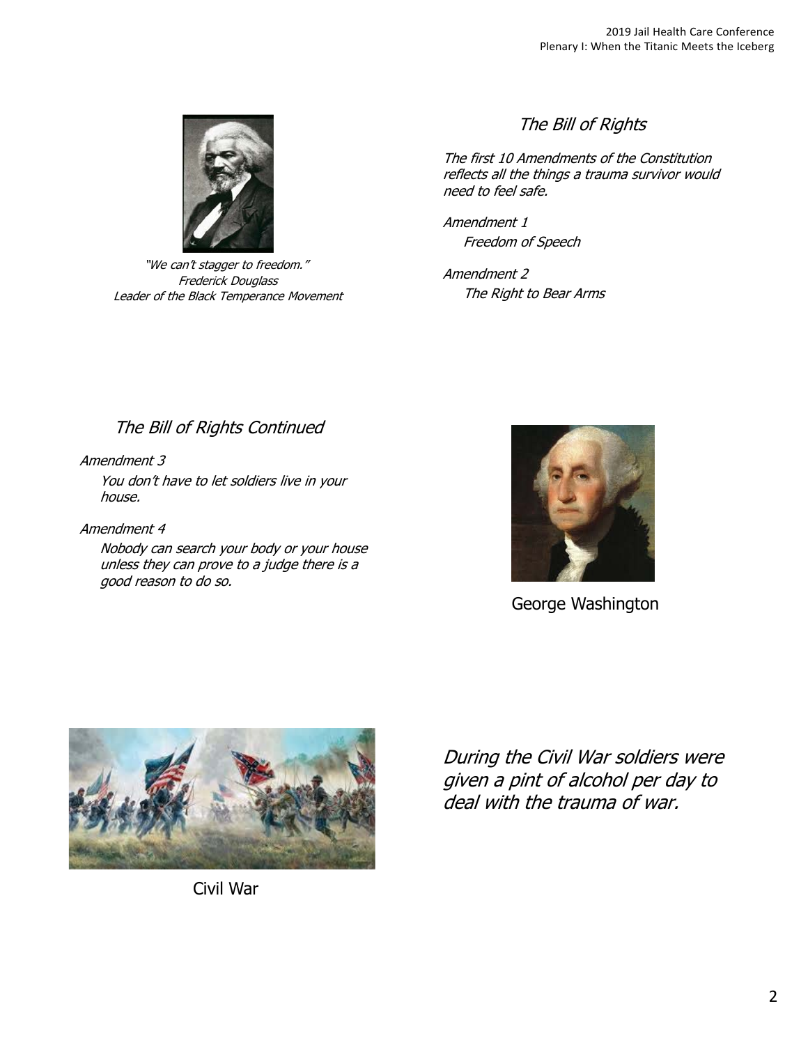"We can't stagger to freedom."
Frederick Douglass
Leader of the Black Temperance Movement

## *The Bill of Rights*

*The first 10 Amendments of the Constitution reflects all the things a trauma survivor would need to feel safe.*

*Amendment 1*
*Freedom of Speech*

*Amendment 2*
*The Right to Bear Arms*

## *The Bill of Rights Continued*

*Amendment 3*
*You don't have to let soldiers live in your house.*

*Amendment 4*
*Nobody can search your body or your house unless they can prove to a judge there is a good reason to do so.*

George Washington

Civil War

*During the Civil War soldiers were given a pint of alcohol per day to deal with the trauma of war.*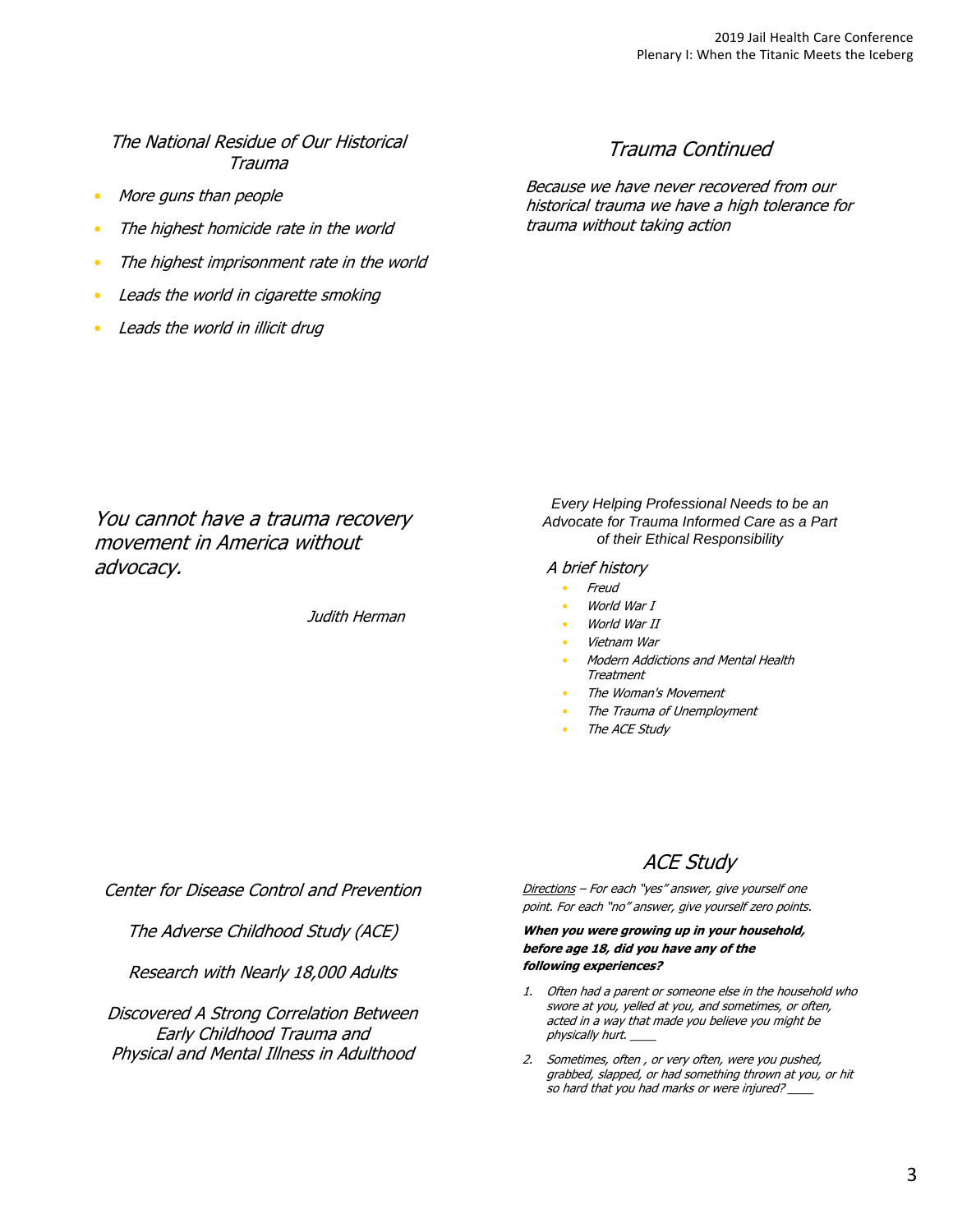## The National Residue of Our Historical Trauma

- More guns than people
- The highest homicide rate in the world
- The highest imprisonment rate in the world
- Leads the world in cigarette smoking
- Leads the world in illicit drug

## Trauma Continued

Because we have never recovered from our historical trauma we have a high tolerance for trauma without taking action

You cannot have a trauma recovery movement in America without advocacy.

Judith Herman

## Every Helping Professional Needs to be an Advocate for Trauma Informed Care as a Part of their Ethical Responsibility

A brief history

- Freud
- World War I
- World War II
- Vietnam War
- Modern Addictions and Mental Health Treatment
- The Woman's Movement
- The Trauma of Unemployment
- The ACE Study

Center for Disease Control and Prevention

The Adverse Childhood Study (ACE)

Research with Nearly 18,000 Adults

Discovered A Strong Correlation Between Early Childhood Trauma and Physical and Mental Illness in Adulthood

## ACE Study

Directions – For each "yes" answer, give yourself one point. For each "no" answer, give yourself zero points.

**When you were growing up in your household, before age 18, did you have any of the following experiences?**

1. Often had a parent or someone else in the household who swore at you, yelled at you, and sometimes, or often, acted in a way that made you believe you might be physically hurt. ____
2. Sometimes, often , or very often, were you pushed, grabbed, slapped, or had something thrown at you, or hit so hard that you had marks or were injured? ____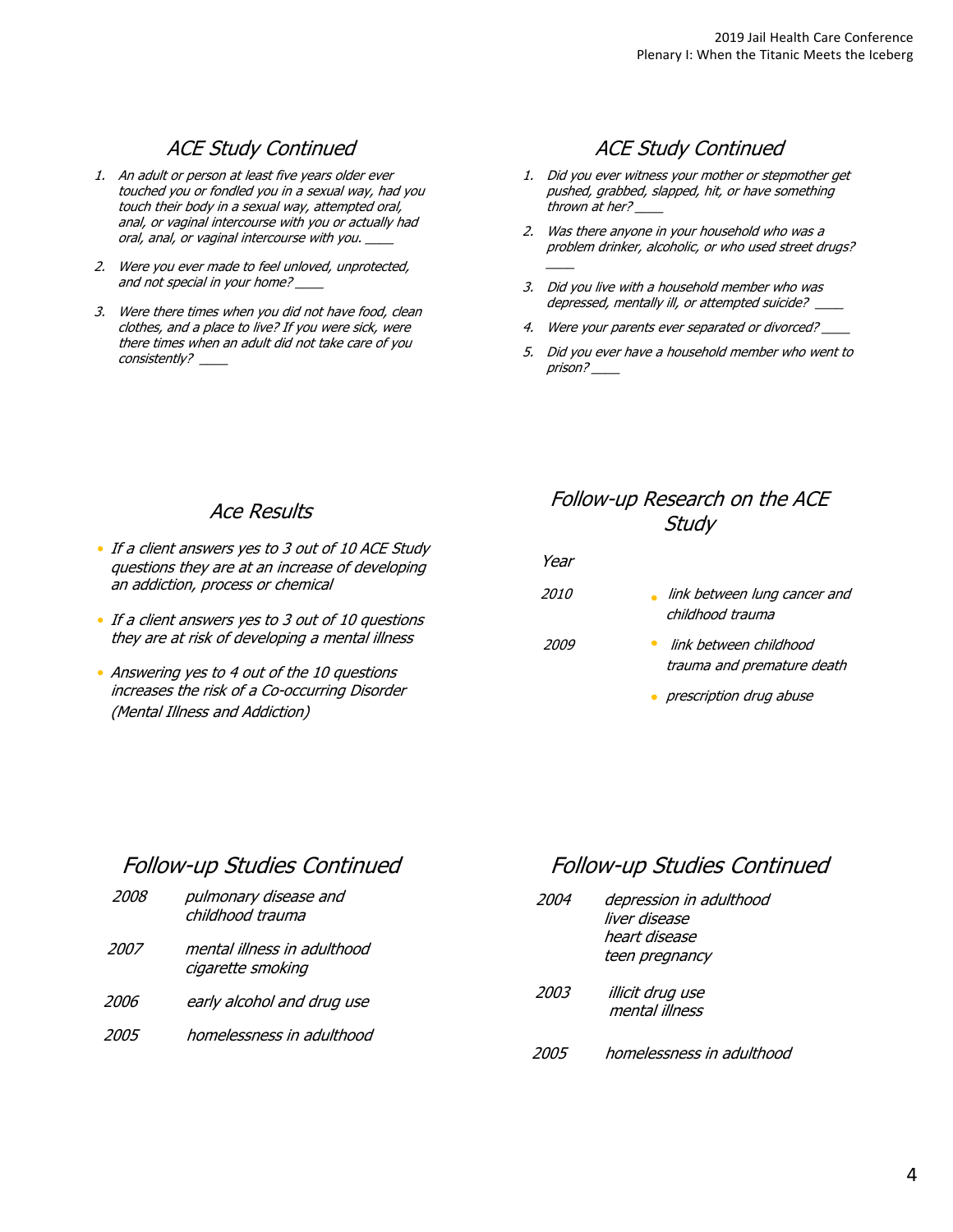## ACE Study Continued

1. *An adult or person at least five years older ever touched you or fondled you in a sexual way, had you touch their body in a sexual way, attempted oral, anal, or vaginal intercourse with you or actually had oral, anal, or vaginal intercourse with you. ____*
2. *Were you ever made to feel unloved, unprotected, and not special in your home? ____*
3. *Were there times when you did not have food, clean clothes, and a place to live? If you were sick, were there times when an adult did not take care of you consistently? ____*

## ACE Study Continued

1. *Did you ever witness your mother or stepmother get pushed, grabbed, slapped, hit, or have something thrown at her? ____*
2. *Was there anyone in your household who was a problem drinker, alcoholic, or who used street drugs? ____*
3. *Did you live with a household member who was depressed, mentally ill, or attempted suicide? ____*
4. *Were your parents ever separated or divorced? ____*
5. *Did you ever have a household member who went to prison? ____*

## Ace Results

- *If a client answers yes to 3 out of 10 ACE Study questions they are at an increase of developing an addiction, process or chemical*
- *If a client answers yes to 3 out of 10 questions they are at risk of developing a mental illness*
- *Answering yes to 4 out of the 10 questions increases the risk of a Co-occurring Disorder (Mental Illness and Addiction)*

## Follow-up Research on the ACE Study

| Year | |
|---|---|
| 2010 | link between lung cancer and childhood trauma |
| 2009 | link between childhood trauma and premature death |
| | prescription drug abuse |

## Follow-up Studies Continued

| | |
|---|---|
| 2008 | pulmonary disease and childhood trauma |
| 2007 | mental illness in adulthood<br>cigarette smoking |
| 2006 | early alcohol and drug use |
| 2005 | homelessness in adulthood |

## Follow-up Studies Continued

| | |
|---|---|
| 2004 | depression in adulthood<br>liver disease<br>heart disease<br>teen pregnancy |
| 2003 | illicit drug use<br>mental illness |
| 2005 | homelessness in adulthood |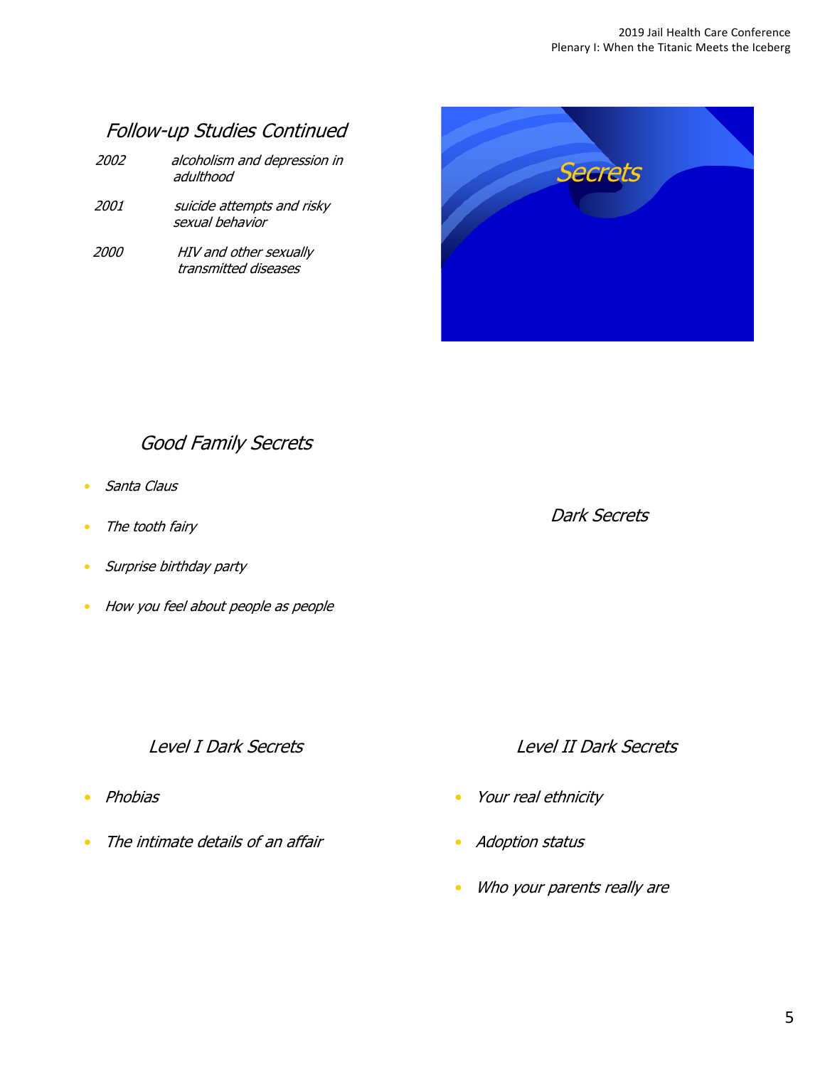## Follow-up Studies Continued

| | |
|---|---|
| 2002 | alcoholism and depression in adulthood |
| 2001 | suicide attempts and risky sexual behavior |
| 2000 | HIV and other sexually transmitted diseases |

## Secrets

## Good Family Secrets

- Santa Claus
- The tooth fairy
- Surprise birthday party
- How you feel about people as people

## Dark Secrets

## Level I Dark Secrets

- Phobias
- The intimate details of an affair

## Level II Dark Secrets

- Your real ethnicity
- Adoption status
- Who your parents really are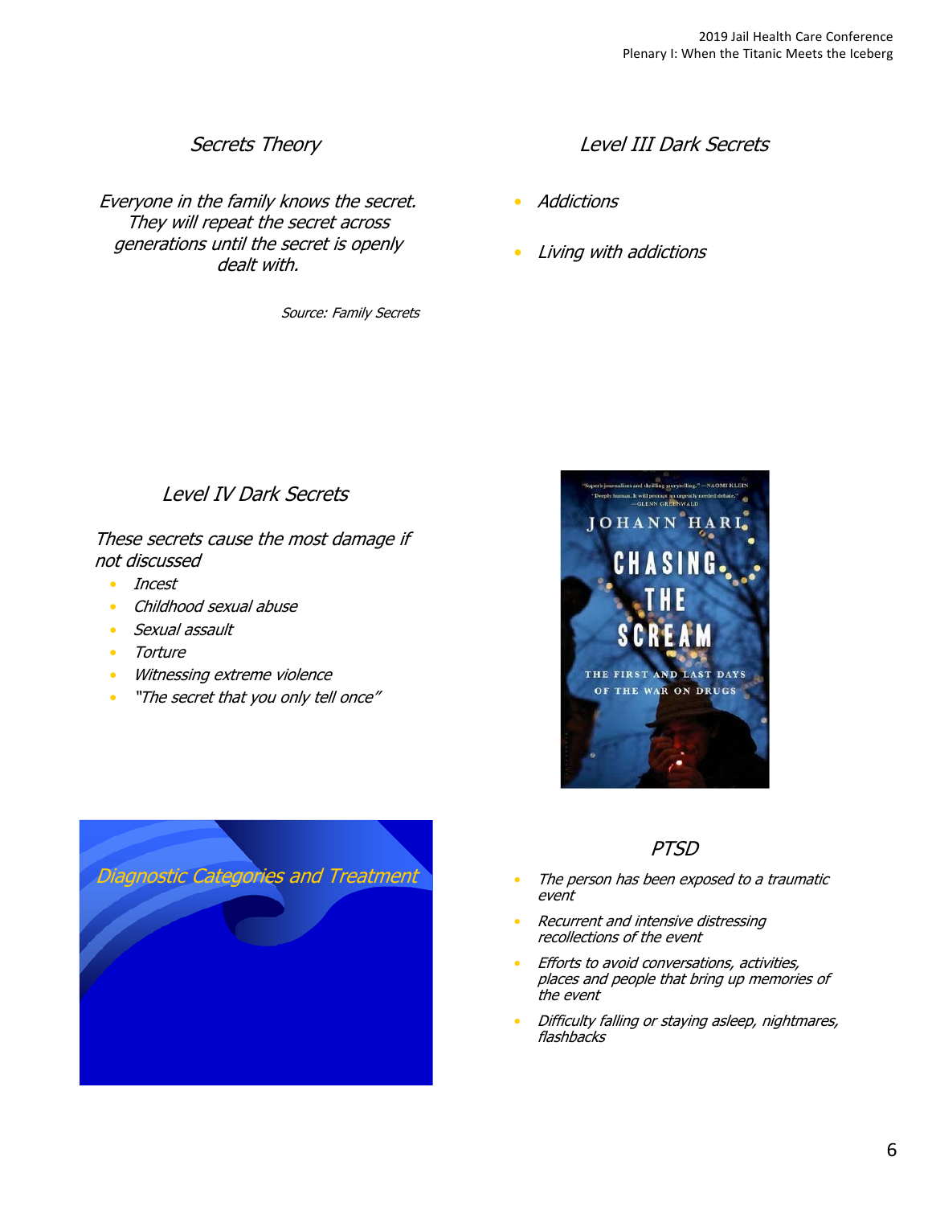## Secrets Theory

*Everyone in the family knows the secret. They will repeat the secret across generations until the secret is openly dealt with.*

*Source: Family Secrets*

## Level III Dark Secrets

- *Addictions*
- *Living with addictions*

## Level IV Dark Secrets

*These secrets cause the most damage if not discussed*

- *Incest*
- *Childhood sexual abuse*
- *Sexual assault*
- *Torture*
- *Witnessing extreme violence*
- *"The secret that you only tell once"*

"Super's journalism and thrilling storytelling." —NAOMI KLEIN
"Deeply human. It will prompt an urgently needed debate." —GLENN GREENWALD

JOHANN HARI

CHASING THE SCREAM

THE FIRST AND LAST DAYS OF THE WAR ON DRUGS

## Diagnostic Categories and Treatment

## PTSD

- *The person has been exposed to a traumatic event*
- *Recurrent and intensive distressing recollections of the event*
- *Efforts to avoid conversations, activities, places and people that bring up memories of the event*
- *Difficulty falling or staying asleep, nightmares, flashbacks*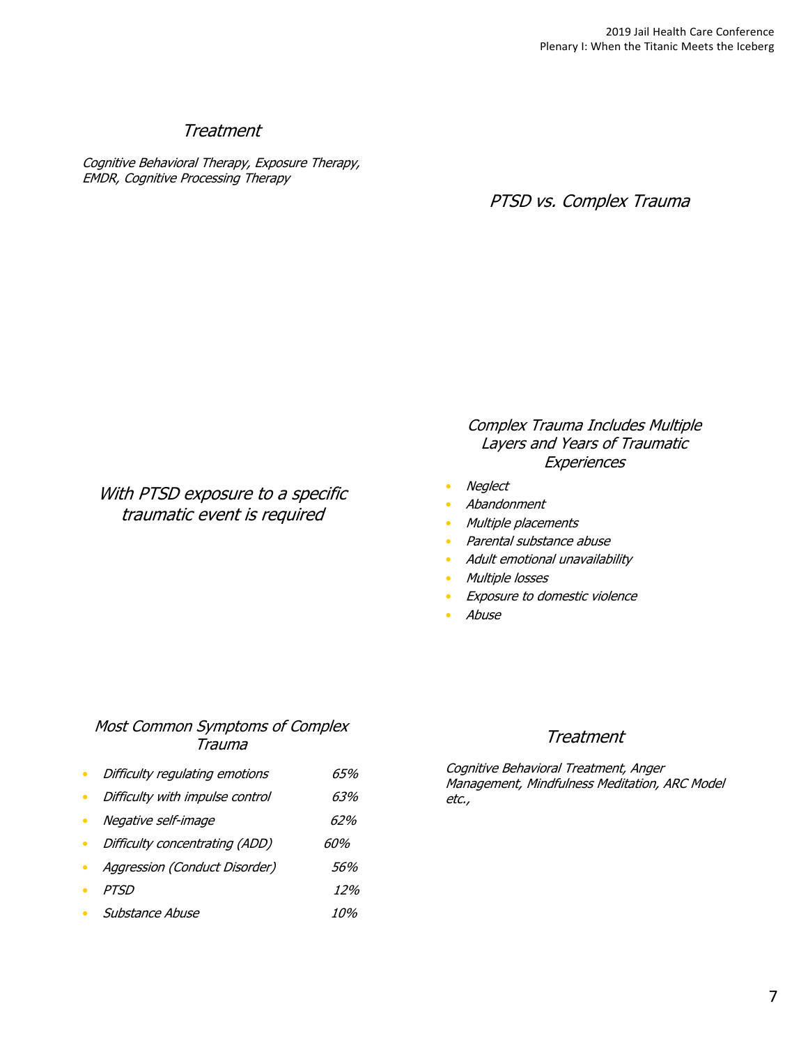## Treatment

*Cognitive Behavioral Therapy, Exposure Therapy, EMDR, Cognitive Processing Therapy*

## PTSD vs. Complex Trauma

*With PTSD exposure to a specific traumatic event is required*

## Complex Trauma Includes Multiple Layers and Years of Traumatic Experiences

- *Neglect*
- *Abandonment*
- *Multiple placements*
- *Parental substance abuse*
- *Adult emotional unavailability*
- *Multiple losses*
- *Exposure to domestic violence*
- *Abuse*

## Most Common Symptoms of Complex Trauma

| Symptom | % |
|---|---|
| *Difficulty regulating emotions* | *65%* |
| *Difficulty with impulse control* | *63%* |
| *Negative self-image* | *62%* |
| *Difficulty concentrating (ADD)* | *60%* |
| *Aggression (Conduct Disorder)* | *56%* |
| *PTSD* | *12%* |
| *Substance Abuse* | *10%* |

## Treatment

*Cognitive Behavioral Treatment, Anger Management, Mindfulness Meditation, ARC Model etc.,*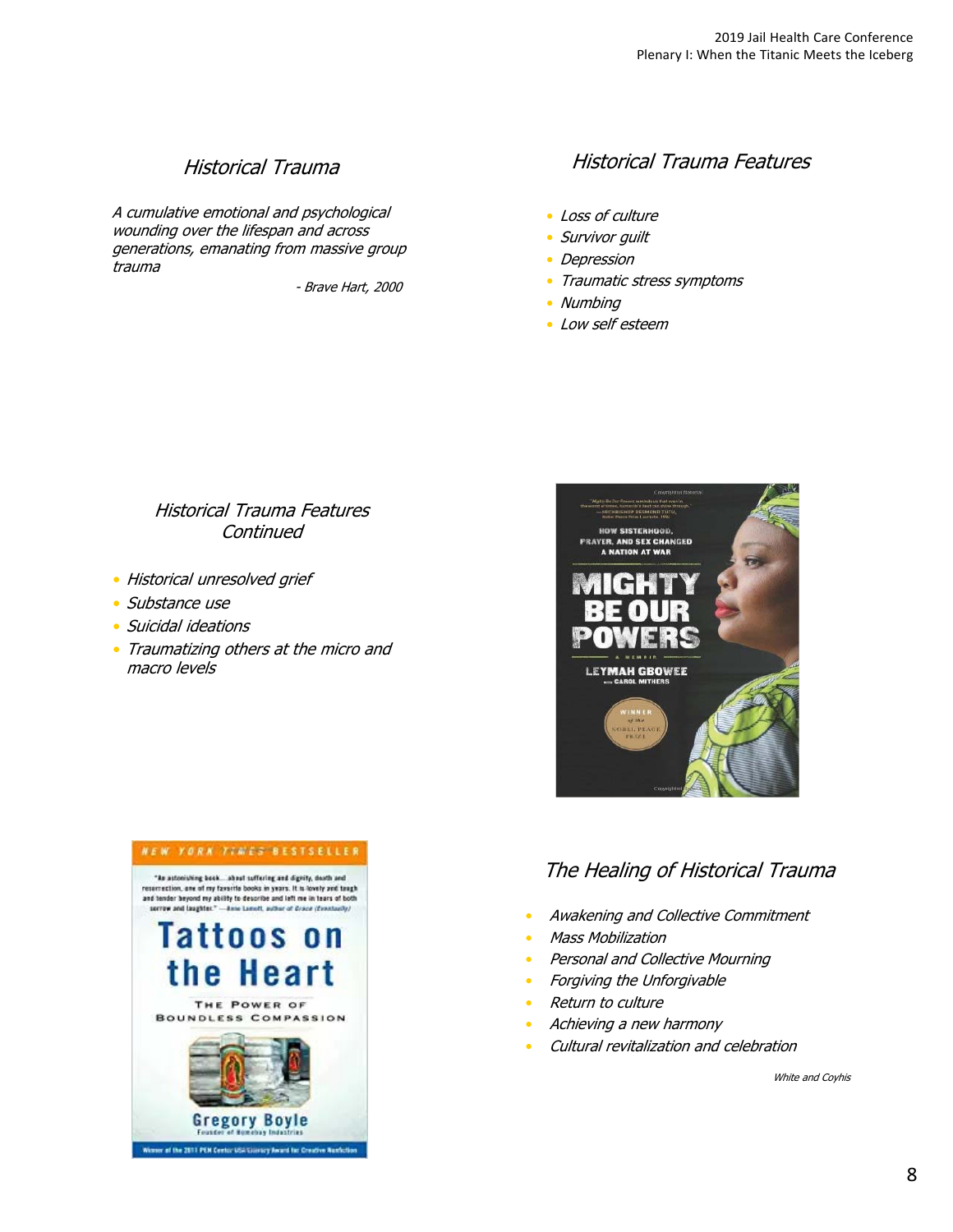## *Historical Trauma*

*A cumulative emotional and psychological wounding over the lifespan and across generations, emanating from massive group trauma*

*- Brave Hart, 2000*

## *Historical Trauma Features*

- *Loss of culture*
- *Survivor guilt*
- *Depression*
- *Traumatic stress symptoms*
- *Numbing*
- *Low self esteem*

## *Historical Trauma Features Continued*

- *Historical unresolved grief*
- *Substance use*
- *Suicidal ideations*
- *Traumatizing others at the micro and macro levels*

## *The Healing of Historical Trauma*

- *Awakening and Collective Commitment*
- *Mass Mobilization*
- *Personal and Collective Mourning*
- *Forgiving the Unforgivable*
- *Return to culture*
- *Achieving a new harmony*
- *Cultural revitalization and celebration*

*White and Coyhis*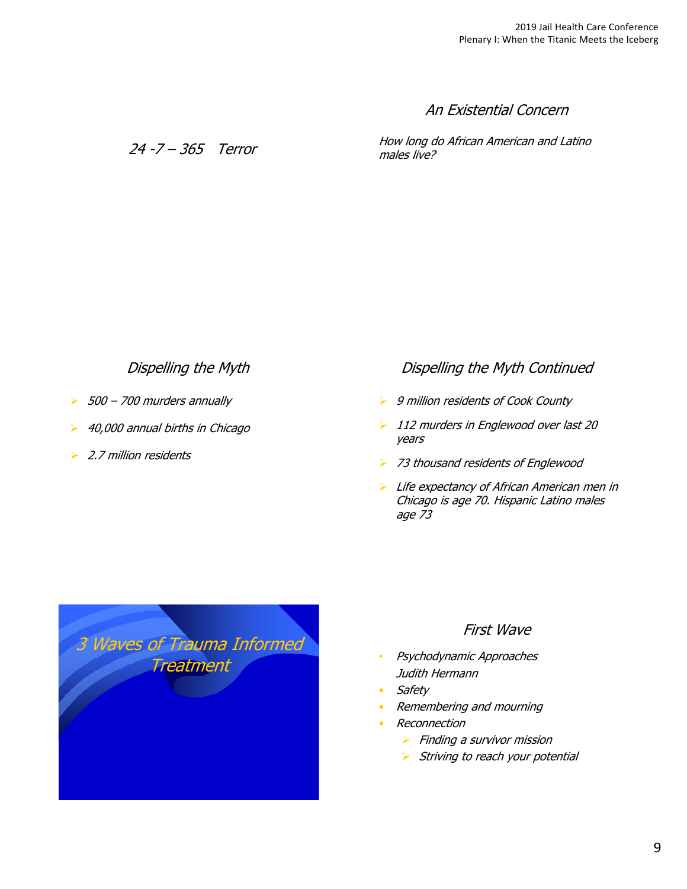## 24 -7 – 365 Terror

## An Existential Concern

*How long do African American and Latino males live?*

## Dispelling the Myth

- *500 – 700 murders annually*
- *40,000 annual births in Chicago*
- *2.7 million residents*

## Dispelling the Myth Continued

- *9 million residents of Cook County*
- *112 murders in Englewood over last 20 years*
- *73 thousand residents of Englewood*
- *Life expectancy of African American men in Chicago is age 70. Hispanic Latino males age 73*

## 3 Waves of Trauma Informed Treatment

## First Wave

- *Psychodynamic Approaches*
  *Judith Hermann*
- *Safety*
- *Remembering and mourning*
- *Reconnection*
  - *Finding a survivor mission*
  - *Striving to reach your potential*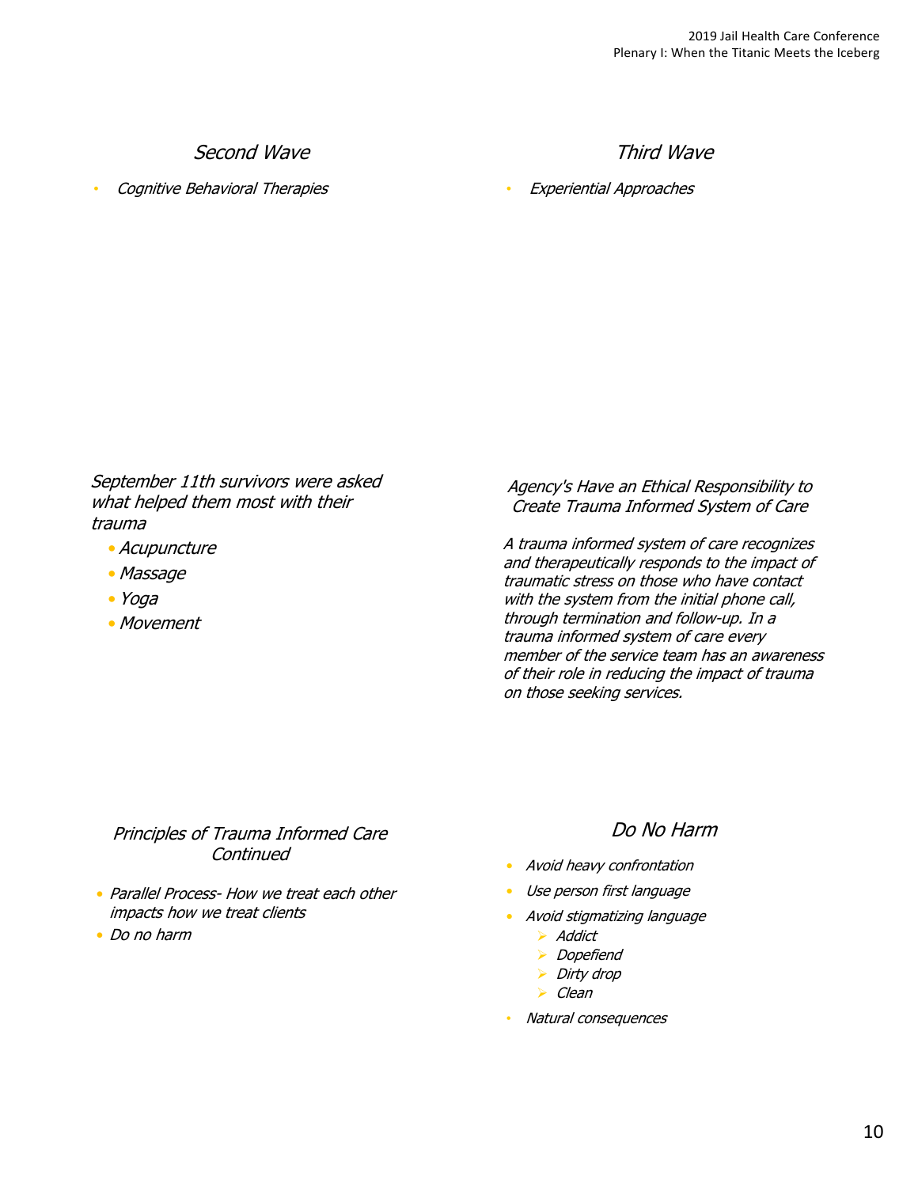## Second Wave

- Cognitive Behavioral Therapies

## Third Wave

- Experiential Approaches

## September 11th survivors were asked what helped them most with their trauma

- Acupuncture
- Massage
- Yoga
- Movement

## Agency's Have an Ethical Responsibility to Create Trauma Informed System of Care

A trauma informed system of care recognizes and therapeutically responds to the impact of traumatic stress on those who have contact with the system from the initial phone call, through termination and follow-up. In a trauma informed system of care every member of the service team has an awareness of their role in reducing the impact of trauma on those seeking services.

## Principles of Trauma Informed Care Continued

- Parallel Process- How we treat each other impacts how we treat clients
- Do no harm

## Do No Harm

- Avoid heavy confrontation
- Use person first language
- Avoid stigmatizing language
  - Addict
  - Dopefiend
  - Dirty drop
  - Clean
- Natural consequences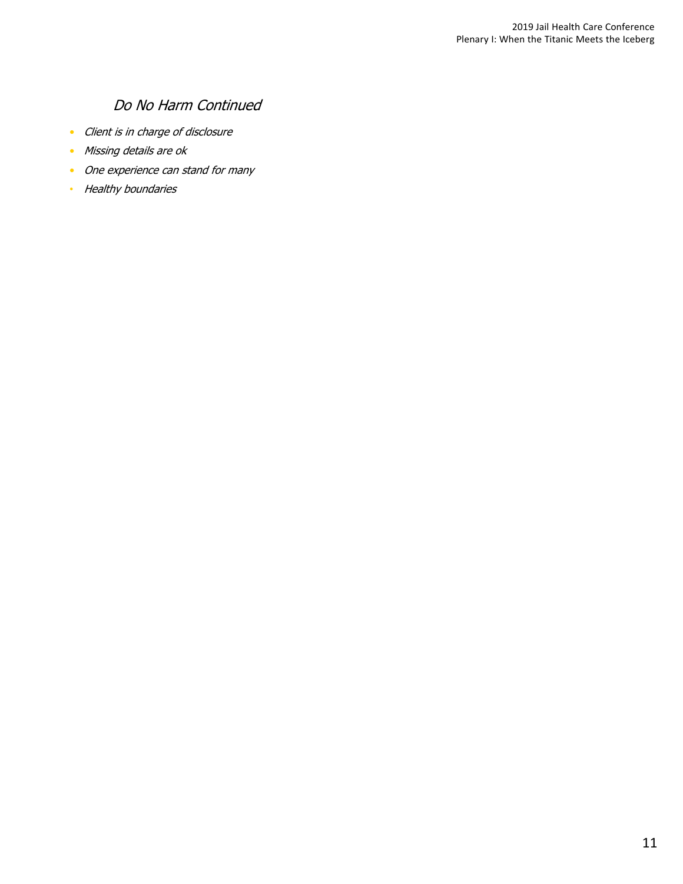## *Do No Harm Continued*

- *Client is in charge of disclosure*
- *Missing details are ok*
- *One experience can stand for many*
- *Healthy boundaries*